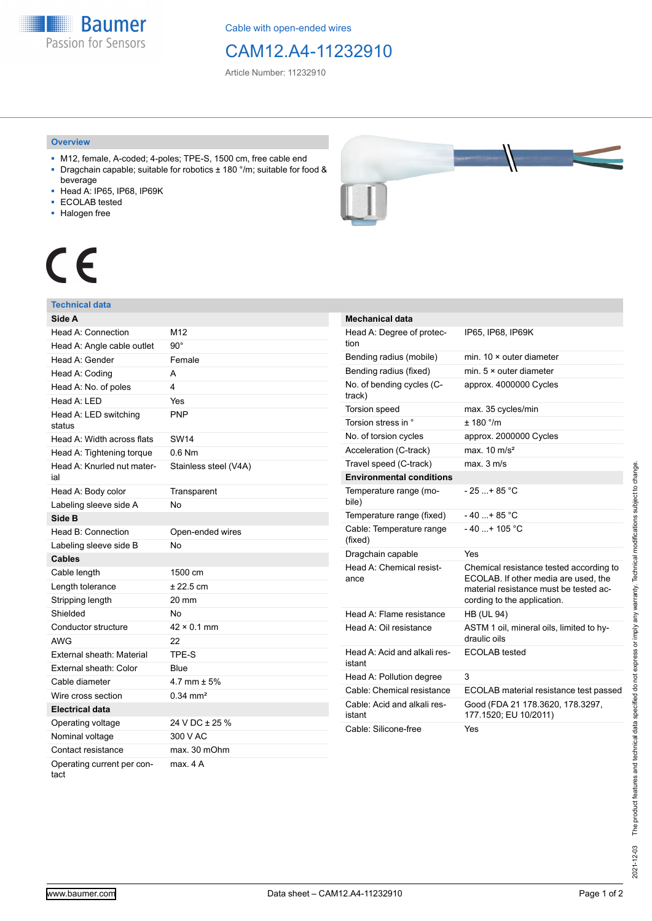Cable with open-ended wires

# CAM12.A4-11232910

Article Number: 11232910

## Overview

- M12, female, A-coded; 4-poles; TPE-S, 1500 cm, free cable end
- Dragchain capable; suitable for robotics ± 180 °/m; suitable for food & beverage
- Head A: IP65, IP68, IP69K
- ECOLAB tested
- Halogen free

## Technical data

| **Side A** | |
|---|---|
| Head A: Connection | M12 |
| Head A: Angle cable outlet | 90° |
| Head A: Gender | Female |
| Head A: Coding | A |
| Head A: No. of poles | 4 |
| Head A: LED | Yes |
| Head A: LED switching status | PNP |
| Head A: Width across flats | SW14 |
| Head A: Tightening torque | 0.6 Nm |
| Head A: Knurled nut material | Stainless steel (V4A) |
| Head A: Body color | Transparent |
| Labeling sleeve side A | No |
| **Side B** | |
| Head B: Connection | Open-ended wires |
| Labeling sleeve side B | No |
| **Cables** | |
| Cable length | 1500 cm |
| Length tolerance | ± 22.5 cm |
| Stripping length | 20 mm |
| Shielded | No |
| Conductor structure | 42 × 0.1 mm |
| AWG | 22 |
| External sheath: Material | TPE-S |
| External sheath: Color | Blue |
| Cable diameter | 4.7 mm ± 5% |
| Wire cross section | 0.34 mm² |
| **Electrical data** | |
| Operating voltage | 24 V DC ± 25 % |
| Nominal voltage | 300 V AC |
| Contact resistance | max. 30 mOhm |
| Operating current per contact | max. 4 A |

| **Mechanical data** | |
|---|---|
| Head A: Degree of protection | IP65, IP68, IP69K |
| Bending radius (mobile) | min. 10 × outer diameter |
| Bending radius (fixed) | min. 5 × outer diameter |
| No. of bending cycles (C-track) | approx. 4000000 Cycles |
| Torsion speed | max. 35 cycles/min |
| Torsion stress in ° | ± 180 °/m |
| No. of torsion cycles | approx. 2000000 Cycles |
| Acceleration (C-track) | max. 10 m/s² |
| Travel speed (C-track) | max. 3 m/s |
| **Environmental conditions** | |
| Temperature range (mobile) | - 25 ...+ 85 °C |
| Temperature range (fixed) | - 40 ...+ 85 °C |
| Cable: Temperature range (fixed) | - 40 ...+ 105 °C |
| Dragchain capable | Yes |
| Head A: Chemical resistance | Chemical resistance tested according to ECOLAB. If other media are used, the material resistance must be tested according to the application. |
| Head A: Flame resistance | HB (UL 94) |
| Head A: Oil resistance | ASTM 1 oil, mineral oils, limited to hydraulic oils |
| Head A: Acid and alkali resistant | ECOLAB tested |
| Head A: Pollution degree | 3 |
| Cable: Chemical resistance | ECOLAB material resistance test passed |
| Cable: Acid and alkali resistant | Good (FDA 21 178.3620, 178.3297, 177.1520; EU 10/2011) |
| Cable: Silicone-free | Yes |

2021-12-03 The product features and technical data specified do not express or imply any warranty. Technical modifications subject to change.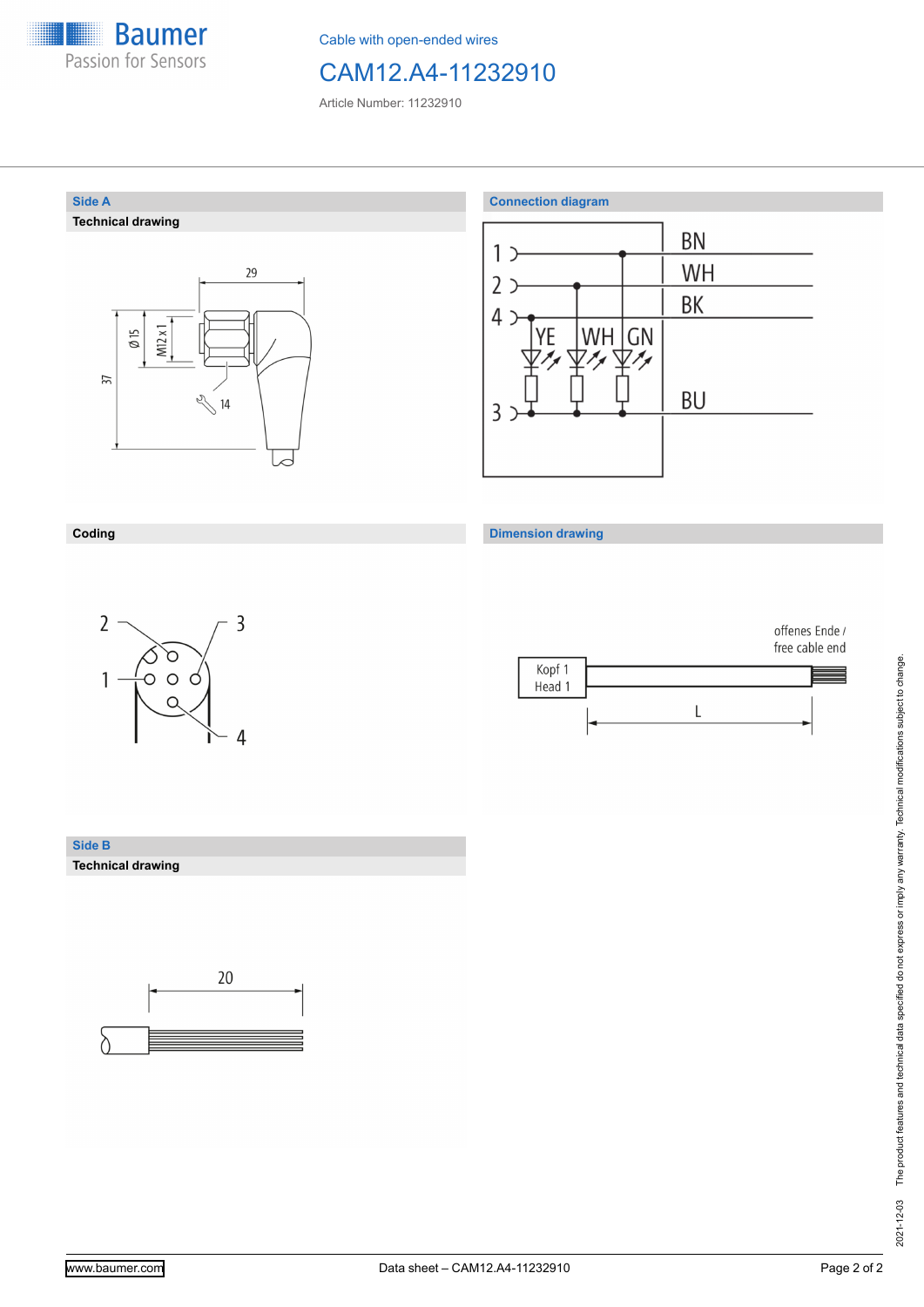Cable with open-ended wires

# CAM12.A4-11232910

Article Number: 11232910

## Side A

### Technical drawing

29
Ø15
M12 x 1
37
14

## Connection diagram

1
2
4
3
BN
WH
BK
BU
YE
WH
GN

### Coding

2
3
1
4

## Dimension drawing

offenes Ende /
free cable end
Kopf 1
Head 1
L

## Side B

### Technical drawing

20

The product features and technical data specified do not express or imply any warranty. Technical modifications subject to change.

2021-12-03

www.baumer.com

Data sheet – CAM12.A4-11232910